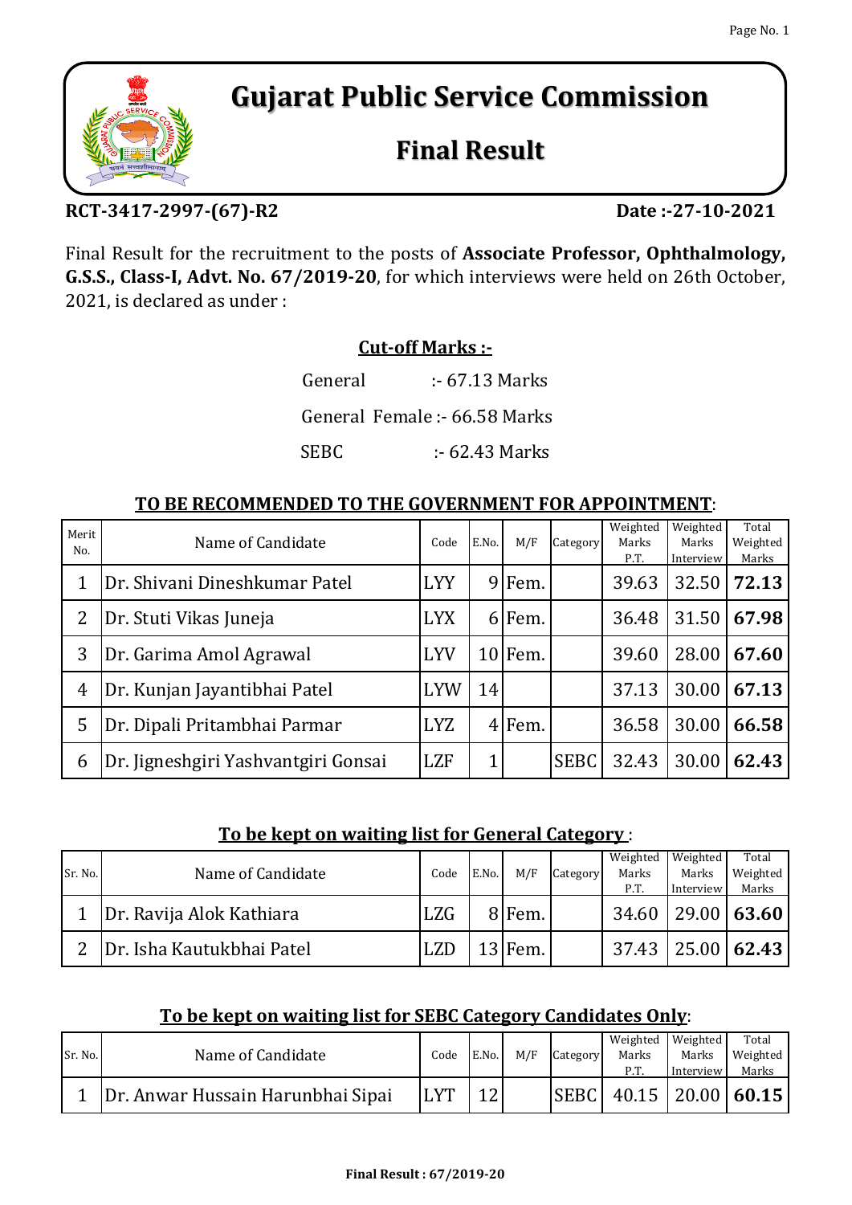# Gujarat Public Service Commission

## Final Result

**RCT-3417-2997-(67)-R2** **Date :-27-10-2021**

Final Result for the recruitment to the posts of **Associate Professor, Ophthalmology, G.S.S., Class-I, Advt. No. 67/2019-20**, for which interviews were held on 26th October, 2021, is declared as under :

**Cut-off Marks :-**

General :- 67.13 Marks

General Female :- 66.58 Marks

SEBC :- 62.43 Marks

**TO BE RECOMMENDED TO THE GOVERNMENT FOR APPOINTMENT**:

| Merit No. | Name of Candidate | Code | E.No. | M/F | Category | Weighted Marks P.T. | Weighted Marks Interview | Total Weighted Marks |
|---|---|---|---|---|---|---|---|---|
| 1 | Dr. Shivani Dineshkumar Patel | LYY | 9 | Fem. | | 39.63 | 32.50 | **72.13** |
| 2 | Dr. Stuti Vikas Juneja | LYX | 6 | Fem. | | 36.48 | 31.50 | **67.98** |
| 3 | Dr. Garima Amol Agrawal | LYV | 10 | Fem. | | 39.60 | 28.00 | **67.60** |
| 4 | Dr. Kunjan Jayantibhai Patel | LYW | 14 | | | 37.13 | 30.00 | **67.13** |
| 5 | Dr. Dipali Pritambhai Parmar | LYZ | 4 | Fem. | | 36.58 | 30.00 | **66.58** |
| 6 | Dr. Jigneshgiri Yashvantgiri Gonsai | LZF | 1 | | SEBC | 32.43 | 30.00 | **62.43** |

**To be kept on waiting list for General Category** :

| Sr. No. | Name of Candidate | Code | E.No. | M/F | Category | Weighted Marks P.T. | Weighted Marks Interview | Total Weighted Marks |
|---|---|---|---|---|---|---|---|---|
| 1 | Dr. Ravija Alok Kathiara | LZG | 8 | Fem. | | 34.60 | 29.00 | **63.60** |
| 2 | Dr. Isha Kautukbhai Patel | LZD | 13 | Fem. | | 37.43 | 25.00 | **62.43** |

**To be kept on waiting list for SEBC Category Candidates Only**:

| Sr. No. | Name of Candidate | Code | E.No. | M/F | Category | Weighted Marks P.T. | Weighted Marks Interview | Total Weighted Marks |
|---|---|---|---|---|---|---|---|---|
| 1 | Dr. Anwar Hussain Harunbhai Sipai | LYT | 12 | | SEBC | 40.15 | 20.00 | **60.15** |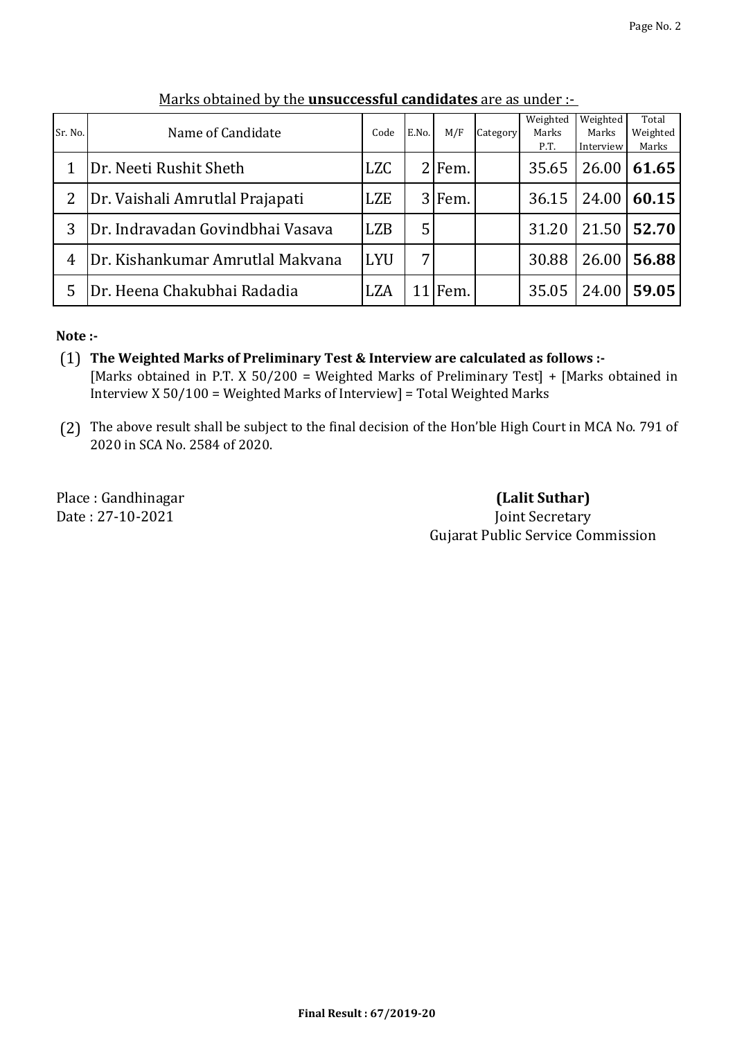Marks obtained by the **unsuccessful candidates** are as under :-

| Sr. No. | Name of Candidate | Code | E.No. | M/F | Category | Weighted Marks P.T. | Weighted Marks Interview | Total Weighted Marks |
|---|---|---|---|---|---|---|---|---|
| 1 | Dr. Neeti Rushit Sheth | LZC | 2 | Fem. | | 35.65 | 26.00 | **61.65** |
| 2 | Dr. Vaishali Amrutlal Prajapati | LZE | 3 | Fem. | | 36.15 | 24.00 | **60.15** |
| 3 | Dr. Indravadan Govindbhai Vasava | LZB | 5 | | | 31.20 | 21.50 | **52.70** |
| 4 | Dr. Kishankumar Amrutlal Makvana | LYU | 7 | | | 30.88 | 26.00 | **56.88** |
| 5 | Dr. Heena Chakubhai Radadia | LZA | 11 | Fem. | | 35.05 | 24.00 | **59.05** |

**Note :-**

(1) **The Weighted Marks of Preliminary Test & Interview are calculated as follows :-**
[Marks obtained in P.T. X 50/200 = Weighted Marks of Preliminary Test] + [Marks obtained in Interview X 50/100 = Weighted Marks of Interview] = Total Weighted Marks

(2) The above result shall be subject to the final decision of the Hon'ble High Court in MCA No. 791 of 2020 in SCA No. 2584 of 2020.

Place : Gandhinagar
Date : 27-10-2021

**(Lalit Suthar)**
Joint Secretary
Gujarat Public Service Commission

**Final Result : 67/2019-20**